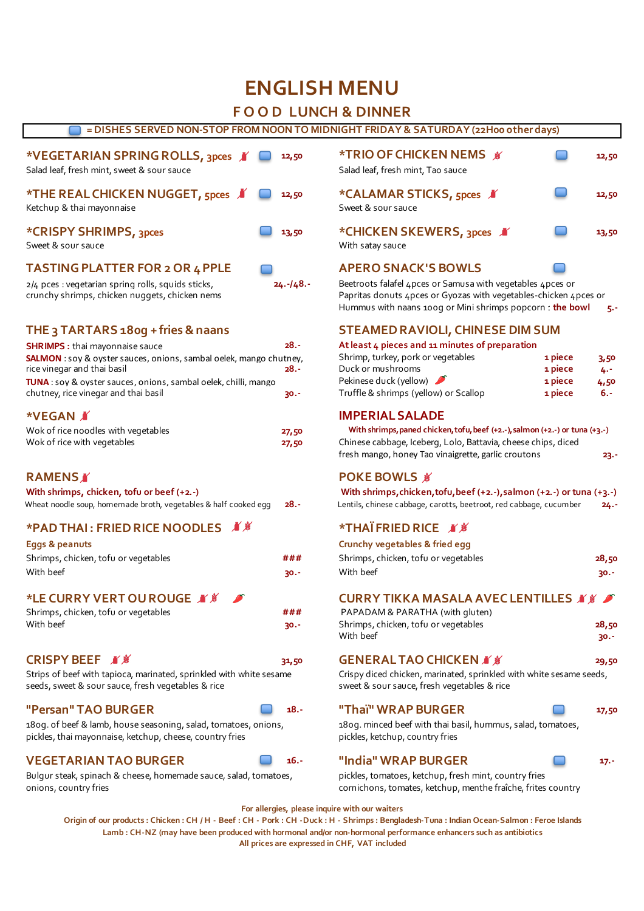# ENGLISH MENU

## FOOD LUNCH & DINNER

= DISHES SERVED NON-STOP FROM NOON TO MIDNIGHT FRIDAY & SATURDAY (22H00 other days)

### *VEGETARIAN SPRING ROLLS, 3pces — 12,50
Salad leaf, fresh mint, sweet & sour sauce

### *THE REAL CHICKEN NUGGET, 5pces — 12,50
Ketchup & thai mayonnaise

### *CRISPY SHRIMPS, 3pces — 13,50
Sweet & sour sauce

### TASTING PLATTER FOR 2 OR 4 PPLE
2/4 pces : vegetarian spring rolls, squids sticks, crunchy shrimps, chicken nuggets, chicken nems — 24.-/48.-

### THE 3 TARTARS 180g + fries & naans
**SHRIMPS** : thai mayonnaise sauce — 28.-

**SALMON** : soy & oyster sauces, onions, sambal oelek, mango chutney, rice vinegar and thai basil — 28.-

**TUNA** : soy & oyster sauces, onions, sambal oelek, chilli, mango chutney, rice vinegar and thai basil — 30.-

### *VEGAN
Wok of rice noodles with vegetables — 27,50

Wok of rice with vegetables — 27,50

### RAMENS
With shrimps, chicken, tofu or beef (+2.-)

Wheat noodle soup, homemade broth, vegetables & half cooked egg — 28.-

### *PAD THAI : FRIED RICE NOODLES
Eggs & peanuts

Shrimps, chicken, tofu or vegetables — ###

With beef — 30.-

### *LE CURRY VERT OU ROUGE
Shrimps, chicken, tofu or vegetables — ###

With beef — 30.-

### CRISPY BEEF — 31,50
Strips of beef with tapioca, marinated, sprinkled with white sesame seeds, sweet & sour sauce, fresh vegetables & rice

### "Persan" TAO BURGER — 18.-
180g. of beef & lamb, house seasoning, salad, tomatoes, onions, pickles, thai mayonnaise, ketchup, cheese, country fries

### VEGETARIAN TAO BURGER — 16.-
Bulgur steak, spinach & cheese, homemade sauce, salad, tomatoes, onions, country fries

### *TRIO OF CHICKEN NEMS — 12,50
Salad leaf, fresh mint, Tao sauce

### *CALAMAR STICKS, 5pces — 12,50
Sweet & sour sauce

### *CHICKEN SKEWERS, 3pces — 13,50
With satay sauce

### APERO SNACK'S BOWLS
Beetroots falafel 4pces or Samusa with vegetables 4pces or Papritas donuts 4pces or Gyozas with vegetables-chicken 4pces or Hummus with naans 100g or Mini shrimps popcorn : **the bowl** — 5.-

### STEAMED RAVIOLI, CHINESE DIM SUM
At least 4 pieces and 11 minutes of preparation

| | | |
|---|---|---|
| Shrimp, turkey, pork or vegetables | 1 piece | 3,50 |
| Duck or mushrooms | 1 piece | 4.- |
| Pekinese duck (yellow) | 1 piece | 4,50 |
| Truffle & shrimps (yellow) or Scallop | 1 piece | 6.- |

### IMPERIAL SALADE
With shrimps, paned chicken, tofu, beef (+2.-), salmon (+2.-) or tuna (+3.-)

Chinese cabbage, Iceberg, Lolo, Battavia, cheese chips, diced fresh mango, honey Tao vinaigrette, garlic croutons — 23.-

### POKE BOWLS
With shrimps, chicken, tofu, beef (+2.-), salmon (+2.-) or tuna (+3.-)

Lentils, chinese cabbage, carotts, beetroot, red cabbage, cucumber — 24.-

### *THAÏ FRIED RICE
Crunchy vegetables & fried egg

Shrimps, chicken, tofu or vegetables — 28,50

With beef — 30.-

### CURRY TIKKA MASALA AVEC LENTILLES
PAPADAM & PARATHA (with gluten)

Shrimps, chicken, tofu or vegetables — 28,50

With beef — 30.-

### GENERAL TAO CHICKEN — 29,50
Crispy diced chicken, marinated, sprinkled with white sesame seeds, sweet & sour sauce, fresh vegetables & rice

### "Thaï" WRAP BURGER — 17,50
180g. minced beef with thai basil, hummus, salad, tomatoes, pickles, ketchup, country fries

### "India" WRAP BURGER — 17.-
pickles, tomatoes, ketchup, fresh mint, country fries
cornichons, tomates, ketchup, menthe fraîche, frites country

For allergies, please inquire with our waiters

Origin of our products : Chicken : CH / H - Beef : CH - Pork : CH -Duck : H - Shrimps : Bengladesh-Tuna : Indian Ocean-Salmon : Feroe Islands

Lamb : CH-NZ (may have been produced with hormonal and/or non-hormonal performance enhancers such as antibiotics

All prices are expressed in CHF, VAT included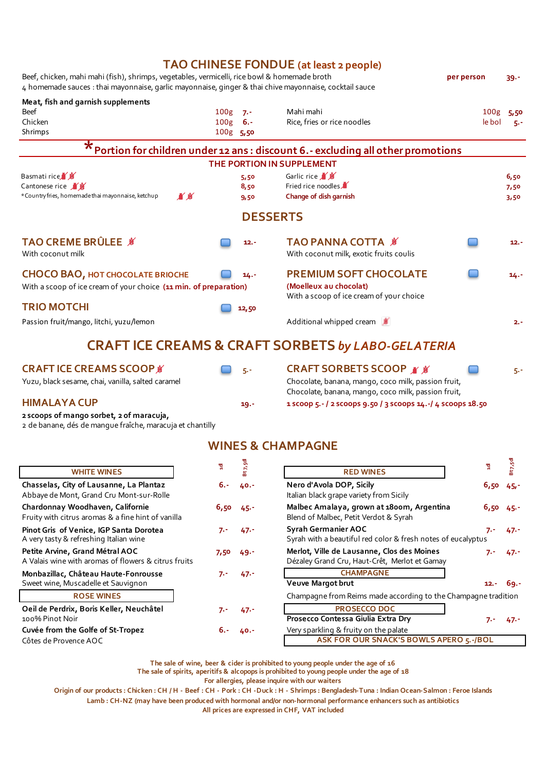## TAO CHINESE FONDUE (at least 2 people)

Beef, chicken, mahi mahi (fish), shrimps, vegetables, vermicelli, rice bowl & homemade broth — per person 39.-

4 homemade sauces : thai mayonnaise, garlic mayonnaise, ginger & thai chive mayonnaise, cocktail sauce

**Meat, fish and garnish supplements**

| Item | Qty | Price | Item | Qty | Price |
|---|---|---|---|---|---|
| Beef | 100g | 7.- | Mahi mahi | 100g | 5,50 |
| Chicken | 100g | 6.- | Rice, fries or rice noodles | le bol | 5.- |
| Shrimps | 100g | 5,50 | | | |

**\*Portion for children under 12 ans : discount 6.- excluding all other promotions**

### THE PORTION IN SUPPLEMENT

| Item | Price | Item | Price |
|---|---|---|---|
| Basmati rice | 5,50 | Garlic rice | 6,50 |
| Cantonese rice | 8,50 | Fried rice noodles | 7,50 |
| *Country fries, homemade thai mayonnaise, ketchup | 9,50 | Change of dish garnish | 3,50 |

## DESSERTS

**TAO CREME BRÛLEE** — 12.-
With coconut milk

**TAO PANNA COTTA** — 12.-
With coconut milk, exotic fruits coulis

**CHOCO BAO, HOT CHOCOLATE BRIOCHE** — 14.-
With a scoop of ice cream of your choice (11 min. of preparation)

**PREMIUM SOFT CHOCOLATE** — 14.-
(Moelleux au chocolat)
With a scoop of ice cream of your choice

**TRIO MOTCHI** — 12,50
Passion fruit/mango, litchi, yuzu/lemon

Additional whipped cream — 2.-

## CRAFT ICE CREAMS & CRAFT SORBETS *by LABO-GELATERIA*

**CRAFT ICE CREAMS SCOOP** — 5.-
Yuzu, black sesame, chai, vanilla, salted caramel

**CRAFT SORBETS SCOOP** — 5.-
Chocolate, banana, mango, coco milk, passion fruit,
Chocolate, banana, mango, coco milk, passion fruit,
1 scoop 5.- / 2 scoops 9.50 / 3 scoops 14.-/ 4 scoops 18.50

**HIMALAYA CUP** — 19.-
**2 scoops of mango sorbet, 2 of maracuja,**
2 de banane, dés de mangue fraîche, maracuja et chantilly

## WINES & CHAMPAGNE

| WHITE WINES | 1dl | Btl 7,5dl |
|---|---|---|
| **Chasselas, City of Lausanne, La Plantaz**<br>Abbaye de Mont, Grand Cru Mont-sur-Rolle | 6.- | 40.- |
| **Chardonnay Woodhaven, Californie**<br>Fruity with citrus aromas & a fine hint of vanilla | 6,50 | 45.- |
| **Pinot Gris of Venice, IGP Santa Dorotea**<br>A very tasty & refreshing Italian wine | 7.- | 47.- |
| **Petite Arvine, Grand Métral AOC**<br>A Valais wine with aromas of flowers & citrus fruits | 7,50 | 49.- |
| **Monbazillac, Château Haute-Fonrousse**<br>Sweet wine, Muscadelle et Sauvignon | 7.- | 47.- |
| **ROSE WINES** | | |
| **Oeil de Perdrix, Boris Keller, Neuchâtel**<br>100% Pinot Noir | 7.- | 47.- |
| **Cuvée from the Golfe of St-Tropez**<br>Côtes de Provence AOC | 6.- | 40.- |

| RED WINES | 1dl | Btl 7,5dl |
|---|---|---|
| **Nero d'Avola DOP, Sicily**<br>Italian black grape variety from Sicily | 6,50 | 45,- |
| **Malbec Amalaya, grown at 1800m, Argentina**<br>Blend of Malbec, Petit Verdot & Syrah | 6,50 | 45.- |
| **Syrah Germanier AOC**<br>Syrah with a beautiful red color & fresh notes of eucalyptus | 7.- | 47.- |
| **Merlot, Ville de Lausanne, Clos des Moines**<br>Dézaley Grand Cru, Haut-Crêt, Merlot et Gamay | 7.- | 47.- |
| **CHAMPAGNE** | | |
| **Veuve Margot brut**<br>Champagne from Reims made according to the Champagne tradition | 12.- | 69.- |
| **PROSECCO DOC** | | |
| **Prosecco Contessa Giulia Extra Dry**<br>Very sparkling & fruity on the palate | 7.- | 47.- |

**ASK FOR OUR SNACK'S BOWLS APERO 5.-/BOL**

The sale of wine, beer & cider is prohibited to young people under the age of 16
The sale of spirits, aperitifs & alcopops is prohibited to young people under the age of 18
For allergies, please inquire with our waiters
Origin of our products : Chicken : CH / H - Beef : CH - Pork : CH -Duck : H - Shrimps : Bengladesh-Tuna : Indian Ocean-Salmon : Feroe Islands
Lamb : CH-NZ (may have been produced with hormonal and/or non-hormonal performance enhancers such as antibiotics
All prices are expressed in CHF, VAT included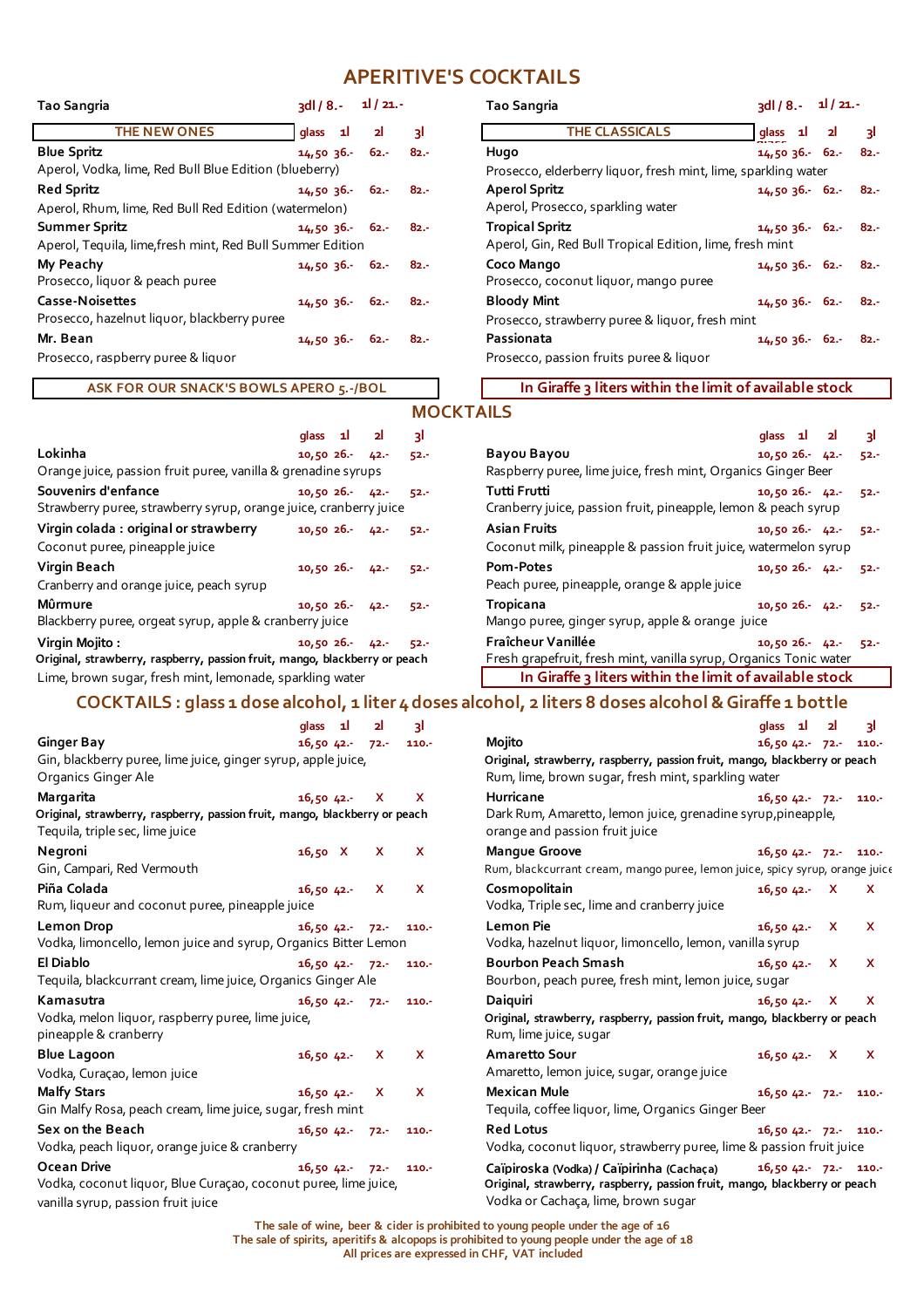# APERITIVE'S COCKTAILS

Tao Sangria 3dl / 8.- 1l / 21.-

| THE NEW ONES | glass | 1l | 2l | 3l |
|---|---|---|---|---|
| **Blue Spritz**<br>Aperol, Vodka, lime, Red Bull Blue Edition (blueberry) | 14,50 | 36.- | 62.- | 82.- |
| **Red Spritz**<br>Aperol, Rhum, lime, Red Bull Red Edition (watermelon) | 14,50 | 36.- | 62.- | 82.- |
| **Summer Spritz**<br>Aperol, Tequila, lime,fresh mint, Red Bull Summer Edition | 14,50 | 36.- | 62.- | 82.- |
| **My Peachy**<br>Prosecco, liquor & peach puree | 14,50 | 36.- | 62.- | 82.- |
| **Casse-Noisettes**<br>Prosecco, hazelnut liquor, blackberry puree | 14,50 | 36.- | 62.- | 82.- |
| **Mr. Bean**<br>Prosecco, raspberry puree & liquor | 14,50 | 36.- | 62.- | 82.- |

ASK FOR OUR SNACK'S BOWLS APERO 5.-/BOL

Tao Sangria 3dl / 8.- 1l / 21.-

| THE CLASSICALS | glass | 1l | 2l | 3l |
|---|---|---|---|---|
| **Hugo**<br>Prosecco, elderberry liquor, fresh mint, lime, sparkling water | 14,50 | 36.- | 62.- | 82.- |
| **Aperol Spritz**<br>Aperol, Prosecco, sparkling water | 14,50 | 36.- | 62.- | 82.- |
| **Tropical Spritz**<br>Aperol, Gin, Red Bull Tropical Edition, lime, fresh mint | 14,50 | 36.- | 62.- | 82.- |
| **Coco Mango**<br>Prosecco, coconut liquor, mango puree | 14,50 | 36.- | 62.- | 82.- |
| **Bloody Mint**<br>Prosecco, strawberry puree & liquor, fresh mint | 14,50 | 36.- | 62.- | 82.- |
| **Passionata**<br>Prosecco, passion fruits puree & liquor | 14,50 | 36.- | 62.- | 82.- |

In Giraffe 3 liters within the limit of available stock

# MOCKTAILS

| | glass | 1l | 2l | 3l |
|---|---|---|---|---|
| **Lokinha**<br>Orange juice, passion fruit puree, vanilla & grenadine syrups | 10,50 | 26.- | 42.- | 52.- |
| **Souvenirs d'enfance**<br>Strawberry puree, strawberry syrup, orange juice, cranberry juice | 10,50 | 26.- | 42.- | 52.- |
| **Virgin colada : original or strawberry**<br>Coconut puree, pineapple juice | 10,50 | 26.- | 42.- | 52.- |
| **Virgin Beach**<br>Cranberry and orange juice, peach syrup | 10,50 | 26.- | 42.- | 52.- |
| **Mûrmure**<br>Blackberry puree, orgeat syrup, apple & cranberry juice | 10,50 | 26.- | 42.- | 52.- |
| **Virgin Mojito :**<br>**Original, strawberry, raspberry, passion fruit, mango, blackberry or peach**<br>Lime, brown sugar, fresh mint, lemonade, sparkling water | 10,50 | 26.- | 42.- | 52.- |
| **Bayou Bayou**<br>Raspberry puree, lime juice, fresh mint, Organics Ginger Beer | 10,50 | 26.- | 42.- | 52.- |
| **Tutti Frutti**<br>Cranberry juice, passion fruit, pineapple, lemon & peach syrup | 10,50 | 26.- | 42.- | 52.- |
| **Asian Fruits**<br>Coconut milk, pineapple & passion fruit juice, watermelon syrup | 10,50 | 26.- | 42.- | 52.- |
| **Pom-Potes**<br>Peach puree, pineapple, orange & apple juice | 10,50 | 26.- | 42.- | 52.- |
| **Tropicana**<br>Mango puree, ginger syrup, apple & orange juice | 10,50 | 26.- | 42.- | 52.- |
| **Fraîcheur Vanillée**<br>Fresh grapefruit, fresh mint, vanilla syrup, Organics Tonic water | 10,50 | 26.- | 42.- | 52.- |

In Giraffe 3 liters within the limit of available stock

# COCKTAILS : glass 1 dose alcohol, 1 liter 4 doses alcohol, 2 liters 8 doses alcohol & Giraffe 1 bottle

| | glass | 1l | 2l | 3l |
|---|---|---|---|---|
| **Ginger Bay**<br>Gin, blackberry puree, lime juice, ginger syrup, apple juice, Organics Ginger Ale | 16,50 | 42.- | 72.- | 110.- |
| **Margarita**<br>**Original, strawberry, raspberry, passion fruit, mango, blackberry or peach**<br>Tequila, triple sec, lime juice | 16,50 | 42.- | X | X |
| **Negroni**<br>Gin, Campari, Red Vermouth | 16,50 | X | X | X |
| **Piña Colada**<br>Rum, liqueur and coconut puree, pineapple juice | 16,50 | 42.- | X | X |
| **Lemon Drop**<br>Vodka, limoncello, lemon juice and syrup, Organics Bitter Lemon | 16,50 | 42.- | 72.- | 110.- |
| **El Diablo**<br>Tequila, blackcurrant cream, lime juice, Organics Ginger Ale | 16,50 | 42.- | 72.- | 110.- |
| **Kamasutra**<br>Vodka, melon liquor, raspberry puree, lime juice, pineapple & cranberry | 16,50 | 42.- | 72.- | 110.- |
| **Blue Lagoon**<br>Vodka, Curaçao, lemon juice | 16,50 | 42.- | X | X |
| **Malfy Stars**<br>Gin Malfy Rosa, peach cream, lime juice, sugar, fresh mint | 16,50 | 42.- | X | X |
| **Sex on the Beach**<br>Vodka, peach liquor, orange juice & cranberry | 16,50 | 42.- | 72.- | 110.- |
| **Ocean Drive**<br>Vodka, coconut liquor, Blue Curaçao, coconut puree, lime juice, vanilla syrup, passion fruit juice | 16,50 | 42.- | 72.- | 110.- |
| **Mojito**<br>**Original, strawberry, raspberry, passion fruit, mango, blackberry or peach**<br>Rum, lime, brown sugar, fresh mint, sparkling water | 16,50 | 42.- | 72.- | 110.- |
| **Hurricane**<br>Dark Rum, Amaretto, lemon juice, grenadine syrup,pineapple, orange and passion fruit juice | 16,50 | 42.- | 72.- | 110.- |
| **Mangue Groove**<br>Rum, blackcurrant cream, mango puree, lemon juice, spicy syrup, orange juice | 16,50 | 42.- | 72.- | 110.- |
| **Cosmopolitain**<br>Vodka, Triple sec, lime and cranberry juice | 16,50 | 42.- | X | X |
| **Lemon Pie**<br>Vodka, hazelnut liquor, limoncello, lemon, vanilla syrup | 16,50 | 42.- | X | X |
| **Bourbon Peach Smash**<br>Bourbon, peach puree, fresh mint, lemon juice, sugar | 16,50 | 42.- | X | X |
| **Daiquiri**<br>**Original, strawberry, raspberry, passion fruit, mango, blackberry or peach**<br>Rum, lime juice, sugar | 16,50 | 42.- | X | X |
| **Amaretto Sour**<br>Amaretto, lemon juice, sugar, orange juice | 16,50 | 42.- | X | X |
| **Mexican Mule**<br>Tequila, coffee liquor, lime, Organics Ginger Beer | 16,50 | 42.- | 72.- | 110.- |
| **Red Lotus**<br>Vodka, coconut liquor, strawberry puree, lime & passion fruit juice | 16,50 | 42.- | 72.- | 110.- |
| **Caïpiroska** (Vodka) **/ Caïpirinha** (Cachaça)<br>**Original, strawberry, raspberry, passion fruit, mango, blackberry or peach**<br>Vodka or Cachaça, lime, brown sugar | 16,50 | 42.- | 72.- | 110.- |

The sale of wine, beer & cider is prohibited to young people under the age of 16
The sale of spirits, aperitifs & alcopops is prohibited to young people under the age of 18
All prices are expressed in CHF, VAT included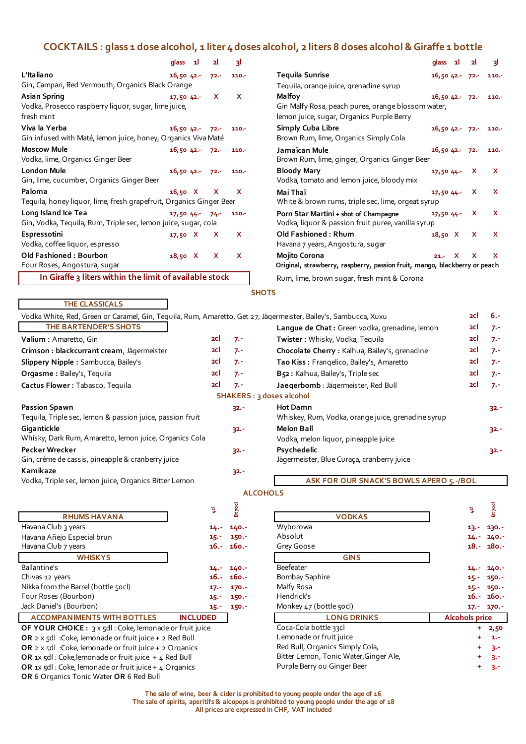## COCKTAILS : glass 1 dose alcohol, 1 liter 4 doses alcohol, 2 liters 8 doses alcohol & Giraffe 1 bottle

| | glass | 1l | 2l | 3l |
|---|---|---|---|---|
| **L'Italiano**<br>Gin, Campari, Red Vermouth, Organics Black Orange | 16,50 | 42.- | 72.- | 110.- |
| **Asian Spring**<br>Vodka, Prosecco raspberry liquor, sugar, lime juice, fresh mint | 17,50 | 42.- | X | X |
| **Viva la Yerba**<br>Gin infused with Maté, lemon juice, honey, Organics Viva Maté | 16,50 | 42.- | 72.- | 110.- |
| **Moscow Mule**<br>Vodka, lime, Organics Ginger Beer | 16,50 | 42.- | 72.- | 110.- |
| **London Mule**<br>Gin, lime, cucumber, Organics Ginger Beer | 16,50 | 42.- | 72.- | 110.- |
| **Paloma**<br>Tequila, honey liquor, lime, fresh grapefruit, Organics Ginger Beer | 16,50 | X | X | X |
| **Long Island Ice Tea**<br>Gin, Vodka, Tequila, Rum, Triple sec, lemon juice, sugar, cola | 17,50 | 44.- | 74.- | 110.- |
| **Espressotini**<br>Vodka, coffee liquor, espresso | 17,50 | X | X | X |
| **Old Fashioned : Bourbon**<br>Four Roses, Angostura, sugar | 18,50 | X | X | X |
| **Tequila Sunrise**<br>Tequila, orange juice, grenadine syrup | 16,50 | 42.- | 72.- | 110.- |
| **Malfoy**<br>Gin Malfy Rosa, peach puree, orange blossom water, lemon juice, sugar, Organics Purple Berry | 16,50 | 42.- | 72.- | 110.- |
| **Simply Cuba Libre**<br>Brown Rum, lime, Organics Simply Cola | 16,50 | 42.- | 72.- | 110.- |
| **Jamaïcan Mule**<br>Brown Rum, lime, ginger, Organics Ginger Beer | 16,50 | 42.- | 72.- | 110.- |
| **Bloody Mary**<br>Vodka, tomato and lemon juice, bloody mix | 17,50 | 44.- | X | X |
| **Mai Thaï**<br>White & brown rums, triple sec, lime, orgeat syrup | 17,50 | 44.- | X | X |
| **Porn Star Martini + shot of Champagne**<br>Vodka, liquor & passion fruit puree, vanilla syrup | 17,50 | 44.- | X | X |
| **Old Fashioned : Rhum**<br>Havana 7 years, Angostura, sugar | 18,50 | X | X | X |
| **Mojito Corona**<br>**Original, strawberry, raspberry, passion fruit, mango, blackberry or peach**<br>Rum, lime, brown sugar, fresh mint & Corona | 21.- | X | X | X |

**In Giraffe 3 liters within the limit of available stock**

## SHOTS

### THE CLASSICALS

| | | |
|---|---|---|
| Vodka White, Red, Green or Caramel, Gin, Tequila, Rum, Amaretto, Get 27, Jägermeister, Bailey's, Sambucca, Xuxu | 2cl | 6.- |

### THE BARTENDER'S SHOTS

| | | |
|---|---|---|
| **Valium :** Amaretto, Gin | 2cl | 7.- |
| **Crimson : blackcurrant cream**, Jägermeister | 2cl | 7.- |
| **Slippery Nipple :** Sambucca, Bailey's | 2cl | 7.- |
| **Orgasme :** Bailey's, Tequila | 2cl | 7.- |
| **Cactus Flower :** Tabasco, Tequila | 2cl | 7.- |
| **Langue de Chat :** Green vodka, grenadine, lemon | 2cl | 7.- |
| **Twister :** Whisky, Vodka, Tequila | 2cl | 7.- |
| **Chocolate Cherry :** Kalhua, Bailey's, grenadine | 2cl | 7.- |
| **Tao Kiss :** Frangelico, Bailey's, Amaretto | 2cl | 7.- |
| **B52 :** Kalhua, Bailey's, Triple sec | 2cl | 7.- |
| **Jaegerbomb** : Jägermeister, Red Bull | 2cl | 7.- |

## SHAKERS : 3 doses alcohol

| | |
|---|---|
| **Passion Spawn**<br>Tequila, Triple sec, lemon & passion juice, passion fruit | 32.- |
| **Gigantickle**<br>Whisky, Dark Rum, Amaretto, lemon juice, Organics Cola | 32.- |
| **Pecker Wrecker**<br>Gin, crème de cassis, pineapple & cranberry juice | 32.- |
| **Kamikaze**<br>Vodka, Triple sec, lemon juice, Organics Bitter Lemon | 32.- |
| **Hot Damn**<br>Whiskey, Rum, Vodka, orange juice, grenadine syrup | 32.- |
| **Melon Ball**<br>Vodka, melon liquor, pineapple juice | 32.- |
| **Psychedelic**<br>Jägermeister, Blue Curaça, cranberry juice | 32.- |

**ASK FOR OUR SNACK'S BOWLS APERO 5.-/BOL**

## ALCOHOLS

| RHUMS HAVANA | 4cl | Bt70cl |
|---|---|---|
| Havana Club 3 years | 14.- | 140.- |
| Havana Añejo Especial brun | 15.- | 150.- |
| Havana Club 7 years | 16.- | 160.- |
| **WHISKYS** | | |
| Ballantine's | 14.- | 140.- |
| Chivas 12 years | 16.- | 160.- |
| Nikka from the Barrel (bottle 50cl) | 17.- | 170.- |
| Four Roses (Bourbon) | 15.- | 150.- |
| Jack Daniel's (Bourbon) | 15.- | 150.- |

| VODKAS | 4cl | Bt70cl |
|---|---|---|
| Wyborowa | 13.- | 130.- |
| Absolut | 14.- | 140.- |
| Grey Goose | 18.- | 180.- |
| **GINS** | | |
| Beefeater | 14.- | 140.- |
| Bombay Saphire | 15.- | 150.- |
| Malfy Rosa | 15.- | 150.- |
| Hendrick's | 16.- | 160.- |
| Monkey 47 (bottle 50cl) | 17.- | 170.- |

### ACCOMPANIMENTS WITH BOTTLES — INCLUDED

**OF YOUR CHOICE :** 3 x 5dl : Coke, lemonade or fruit juice
**OR** 2 x 5dl :Coke, lemonade or fruit juice + 2 Red Bull
**OR** 2 x 5dl :Coke, lemonade or fruit juice + 2 Organics
**OR** 1x 5dl : Coke,lemonade or fruit juice + 4 Red Bull
**OR** 1x 5dl : Coke, lemonade or fruit juice + 4 Organics
**OR** 6 Organics Tonic Water **OR** 6 Red Bull

| LONG DRINKS | Alcohols price |
|---|---|
| Coca-Cola bottle 33cl | + 2,50 |
| Lemonade or fruit juice | + 1.- |
| Red Bull, Organics Simply Cola, | + 3.- |
| Bitter Lemon, Tonic Water,Ginger Ale, | + 3.- |
| Purple Berry ou Ginger Beer | + 3.- |

The sale of wine, beer & cider is prohibited to young people under the age of 16
The sale of spirits, aperitifs & alcopops is prohibited to young people under the age of 18
All prices are expressed in CHF, VAT included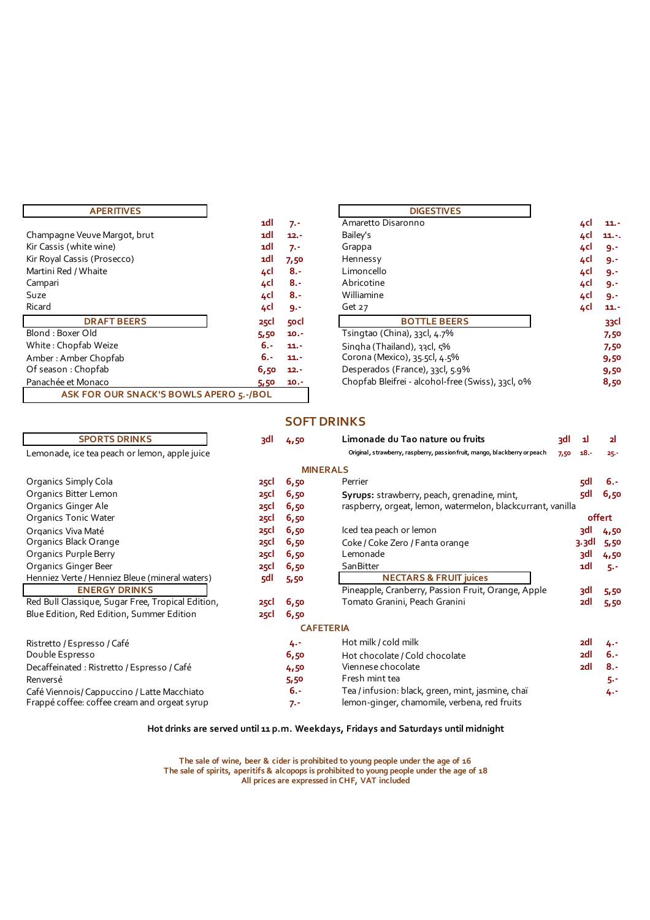## APERITIVES

| | | |
|---|---|---|
| | 1dl | 7.- |
| Champagne Veuve Margot, brut | 1dl | 12.- |
| Kir Cassis (white wine) | 1dl | 7.- |
| Kir Royal Cassis (Prosecco) | 1dl | 7,50 |
| Martini Red / Whaite | 4cl | 8.- |
| Campari | 4cl | 8.- |
| Suze | 4cl | 8.- |
| Ricard | 4cl | 9.- |

## DIGESTIVES

| | | |
|---|---|---|
| Amaretto Disaronno | 4cl | 11.- |
| Bailey's | 4cl | 11.-. |
| Grappa | 4cl | 9.- |
| Hennessy | 4cl | 9.- |
| Limoncello | 4cl | 9.- |
| Abricotine | 4cl | 9.- |
| Williamine | 4cl | 9.- |
| Get 27 | 4cl | 11.- |

## DRAFT BEERS

| | 25cl | 50cl |
|---|---|---|
| Blond : Boxer Old | 5,50 | 10.- |
| White : Chopfab Weize | 6.- | 11.- |
| Amber : Amber Chopfab | 6.- | 11.- |
| Of season : Chopfab | 6,50 | 12.- |
| Panachée et Monaco | 5,50 | 10.- |

**ASK FOR OUR SNACK'S BOWLS APERO 5.-/BOL**

## BOTTLE BEERS

| | 33cl |
|---|---|
| Tsingtao (China), 33cl, 4.7% | 7,50 |
| Singha (Thailand), 33cl, 5% | 7,50 |
| Corona (Mexico), 35.5cl, 4.5% | 9,50 |
| Desperados (France), 33cl, 5.9% | 9,50 |
| Chopfab Bleifrei - alcohol-free (Swiss), 33cl, 0% | 8,50 |

# SOFT DRINKS

## SPORTS DRINKS

| | 3dl | 4,50 |
|---|---|---|
| Lemonade, ice tea peach or lemon, apple juice | | |

## Limonade du Tao nature ou fruits

| | 3dl | 1l | 2l |
|---|---|---|---|
| Original, strawberry, raspberry, passion fruit, mango, blackberry or peach | 7,50 | 18.- | 25.- |

## MINERALS

| | | |
|---|---|---|
| Organics Simply Cola | 25cl | 6,50 |
| Organics Bitter Lemon | 25cl | 6,50 |
| Organics Ginger Ale | 25cl | 6,50 |
| Organics Tonic Water | 25cl | 6,50 |
| Organics Viva Maté | 25cl | 6,50 |
| Organics Black Orange | 25cl | 6,50 |
| Organics Purple Berry | 25cl | 6,50 |
| Organics Ginger Beer | 25cl | 6,50 |
| Henniez Verte / Henniez Bleue (mineral waters) | 5dl | 5,50 |

| | | |
|---|---|---|
| Perrier | 5dl | 6.- |
| **Syrups:** strawberry, peach, grenadine, mint, raspberry, orgeat, lemon, watermelon, blackcurrant, vanilla | 5dl | 6,50 |
| | | offert |
| Iced tea peach or lemon | 3dl | 4,50 |
| Coke / Coke Zero / Fanta orange | 3.3dl | 5,50 |
| Lemonade | 3dl | 4,50 |
| SanBitter | 1dl | 5.- |

## ENERGY DRINKS

| | | |
|---|---|---|
| Red Bull Classique, Sugar Free, Tropical Edition, | 25cl | 6,50 |
| Blue Edition, Red Edition, Summer Edition | 25cl | 6,50 |

## NECTARS & FRUIT juices

| | | |
|---|---|---|
| Pineapple, Cranberry, Passion Fruit, Orange, Apple | 3dl | 5,50 |
| Tomato Granini, Peach Granini | 2dl | 5,50 |

## CAFETERIA

| | |
|---|---|
| Ristretto / Espresso / Café | 4.- |
| Double Espresso | 6,50 |
| Decaffeinated : Ristretto / Espresso / Café | 4,50 |
| Renversé | 5,50 |
| Café Viennois/ Cappuccino / Latte Macchiato | 6.- |
| Frappé coffee: coffee cream and orgeat syrup | 7.- |

| | | |
|---|---|---|
| Hot milk / cold milk | 2dl | 4.- |
| Hot chocolate / Cold chocolate | 2dl | 6.- |
| Viennese chocolate | 2dl | 8.- |
| Fresh mint tea | | 5.- |
| Tea / infusion: black, green, mint, jasmine, chaï lemon-ginger, chamomile, verbena, red fruits | | 4.- |

**Hot drinks are served until 11 p.m. Weekdays, Fridays and Saturdays until midnight**

The sale of wine, beer & cider is prohibited to young people under the age of 16
The sale of spirits, aperitifs & alcopops is prohibited to young people under the age of 18
All prices are expressed in CHF, VAT included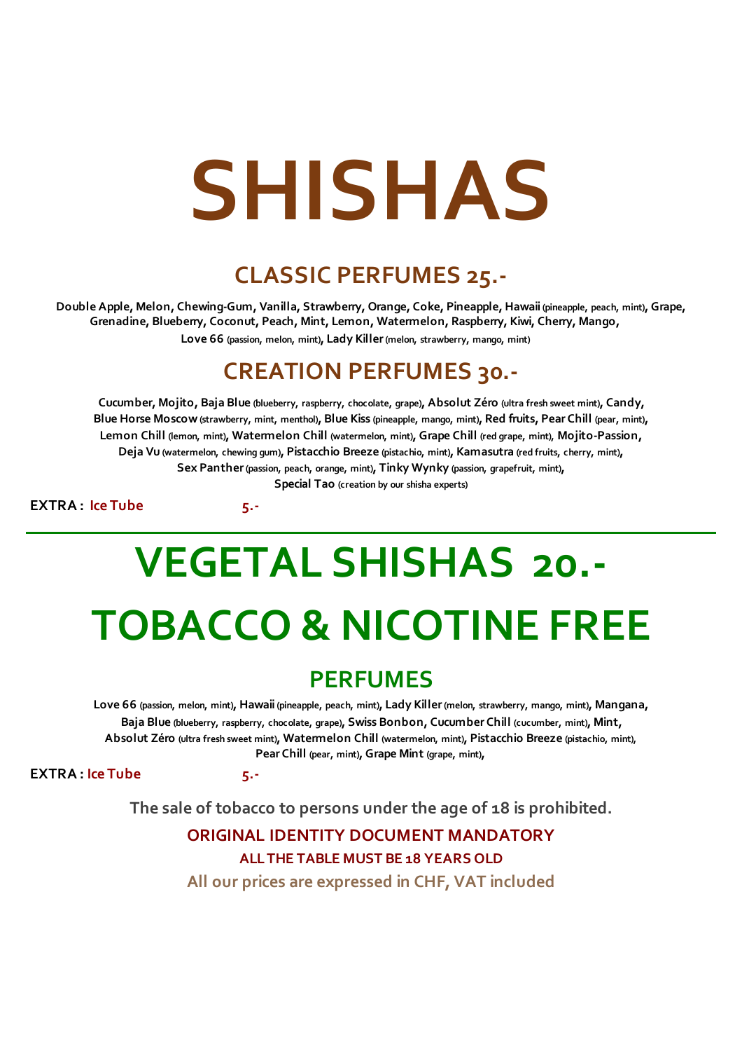# SHISHAS

## CLASSIC PERFUMES 25.-

**Double Apple, Melon, Chewing-Gum, Vanilla, Strawberry, Orange, Coke, Pineapple, Hawaii** (pineapple, peach, mint)**, Grape, Grenadine, Blueberry, Coconut, Peach, Mint, Lemon, Watermelon, Raspberry, Kiwi, Cherry, Mango, Love 66** (passion, melon, mint)**, Lady Killer** (melon, strawberry, mango, mint)

## CREATION PERFUMES 30.-

**Cucumber, Mojito, Baja Blue** (blueberry, raspberry, chocolate, grape)**, Absolut Zéro** (ultra fresh sweet mint)**, Candy, Blue Horse Moscow** (strawberry, mint, menthol)**, Blue Kiss** (pineapple, mango, mint)**, Red fruits, Pear Chill** (pear, mint)**, Lemon Chill** (lemon, mint)**, Watermelon Chill** (watermelon, mint)**, Grape Chill** (red grape, mint)**, Mojito-Passion, Deja Vu** (watermelon, chewing gum)**, Pistacchio Breeze** (pistachio, mint)**, Kamasutra** (red fruits, cherry, mint)**, Sex Panther** (passion, peach, orange, mint)**, Tinky Wynky** (passion, grapefruit, mint)**, Special Tao** (creation by our shisha experts)

**EXTRA : Ice Tube 5.-**

---

# VEGETAL SHISHAS 20.-

# TOBACCO & NICOTINE FREE

## PERFUMES

**Love 66** (passion, melon, mint)**, Hawaii** (pineapple, peach, mint)**, Lady Killer** (melon, strawberry, mango, mint)**, Mangana, Baja Blue** (blueberry, raspberry, chocolate, grape)**, Swiss Bonbon, Cucumber Chill** (cucumber, mint)**, Mint, Absolut Zéro** (ultra fresh sweet mint)**, Watermelon Chill** (watermelon, mint)**, Pistacchio Breeze** (pistachio, mint)**, Pear Chill** (pear, mint)**, Grape Mint** (grape, mint)**,**

**EXTRA : Ice Tube 5.-**

**The sale of tobacco to persons under the age of 18 is prohibited.**

**ORIGINAL IDENTITY DOCUMENT MANDATORY**

**ALL THE TABLE MUST BE 18 YEARS OLD**

**All our prices are expressed in CHF, VAT included**